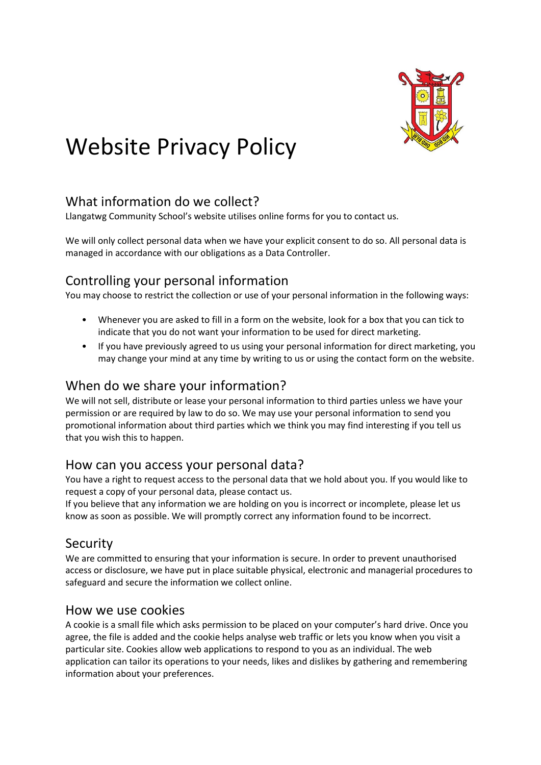# Website Privacy Policy

## What information do we collect?

Llangatwg Community School's website utilises online forms for you to contact us.

We will only collect personal data when we have your explicit consent to do so. All personal data is managed in accordance with our obligations as a Data Controller.

## Controlling your personal information

You may choose to restrict the collection or use of your personal information in the following ways:

- Whenever you are asked to fill in a form on the website, look for a box that you can tick to indicate that you do not want your information to be used for direct marketing.
- If you have previously agreed to us using your personal information for direct marketing, you may change your mind at any time by writing to us or using the contact form on the website.

## When do we share your information?

We will not sell, distribute or lease your personal information to third parties unless we have your permission or are required by law to do so. We may use your personal information to send you promotional information about third parties which we think you may find interesting if you tell us that you wish this to happen.

## How can you access your personal data?

You have a right to request access to the personal data that we hold about you. If you would like to request a copy of your personal data, please contact us.

If you believe that any information we are holding on you is incorrect or incomplete, please let us know as soon as possible. We will promptly correct any information found to be incorrect.

## Security

We are committed to ensuring that your information is secure. In order to prevent unauthorised access or disclosure, we have put in place suitable physical, electronic and managerial procedures to safeguard and secure the information we collect online.

## How we use cookies

A cookie is a small file which asks permission to be placed on your computer's hard drive. Once you agree, the file is added and the cookie helps analyse web traffic or lets you know when you visit a particular site. Cookies allow web applications to respond to you as an individual. The web application can tailor its operations to your needs, likes and dislikes by gathering and remembering information about your preferences.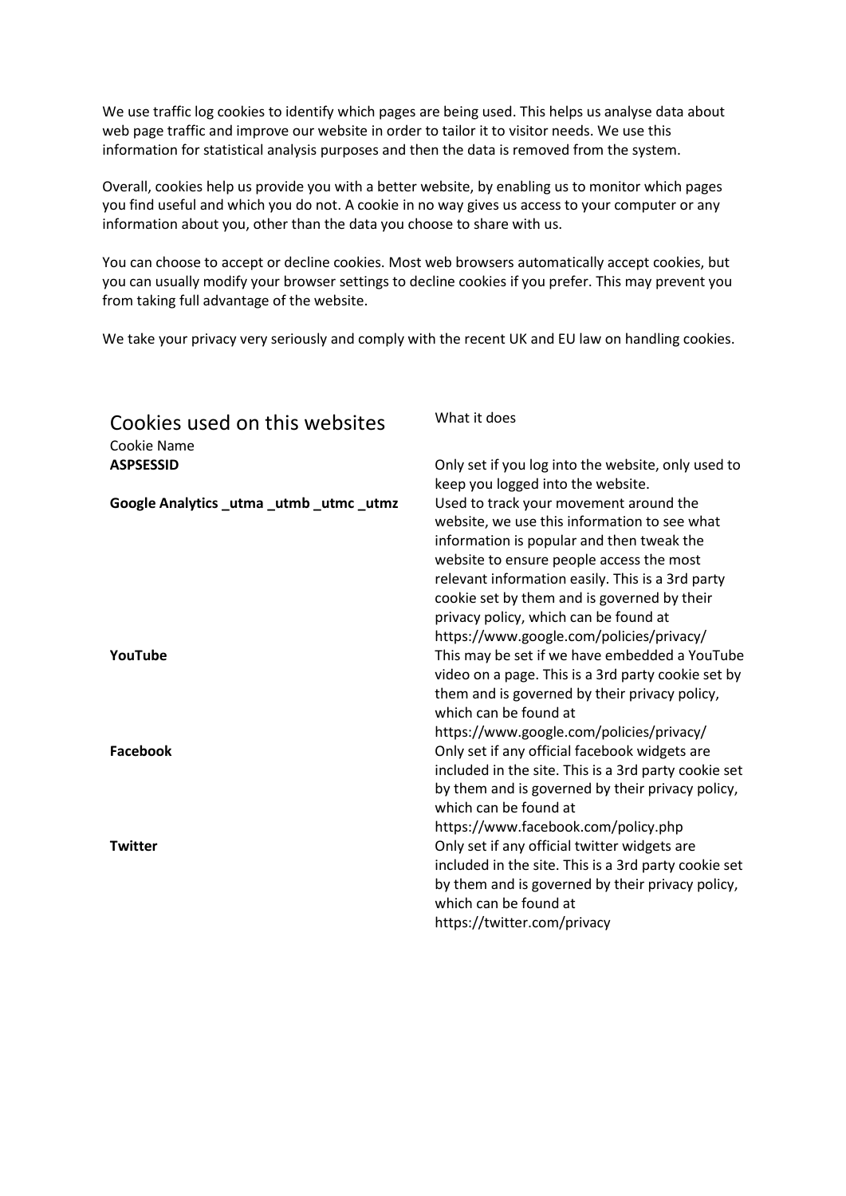We use traffic log cookies to identify which pages are being used. This helps us analyse data about web page traffic and improve our website in order to tailor it to visitor needs. We use this information for statistical analysis purposes and then the data is removed from the system.

Overall, cookies help us provide you with a better website, by enabling us to monitor which pages you find useful and which you do not. A cookie in no way gives us access to your computer or any information about you, other than the data you choose to share with us.

You can choose to accept or decline cookies. Most web browsers automatically accept cookies, but you can usually modify your browser settings to decline cookies if you prefer. This may prevent you from taking full advantage of the website.

We take your privacy very seriously and comply with the recent UK and EU law on handling cookies.

| Cookies used on this websites<br>Cookie Name | What it does |
|---|---|
| **ASPSESSID** | Only set if you log into the website, only used to keep you logged into the website. |
| **Google Analytics _utma _utmb _utmc _utmz** | Used to track your movement around the website, we use this information to see what information is popular and then tweak the website to ensure people access the most relevant information easily. This is a 3rd party cookie set by them and is governed by their privacy policy, which can be found at https://www.google.com/policies/privacy/ |
| **YouTube** | This may be set if we have embedded a YouTube video on a page. This is a 3rd party cookie set by them and is governed by their privacy policy, which can be found at https://www.google.com/policies/privacy/ |
| **Facebook** | Only set if any official facebook widgets are included in the site. This is a 3rd party cookie set by them and is governed by their privacy policy, which can be found at https://www.facebook.com/policy.php |
| **Twitter** | Only set if any official twitter widgets are included in the site. This is a 3rd party cookie set by them and is governed by their privacy policy, which can be found at https://twitter.com/privacy |